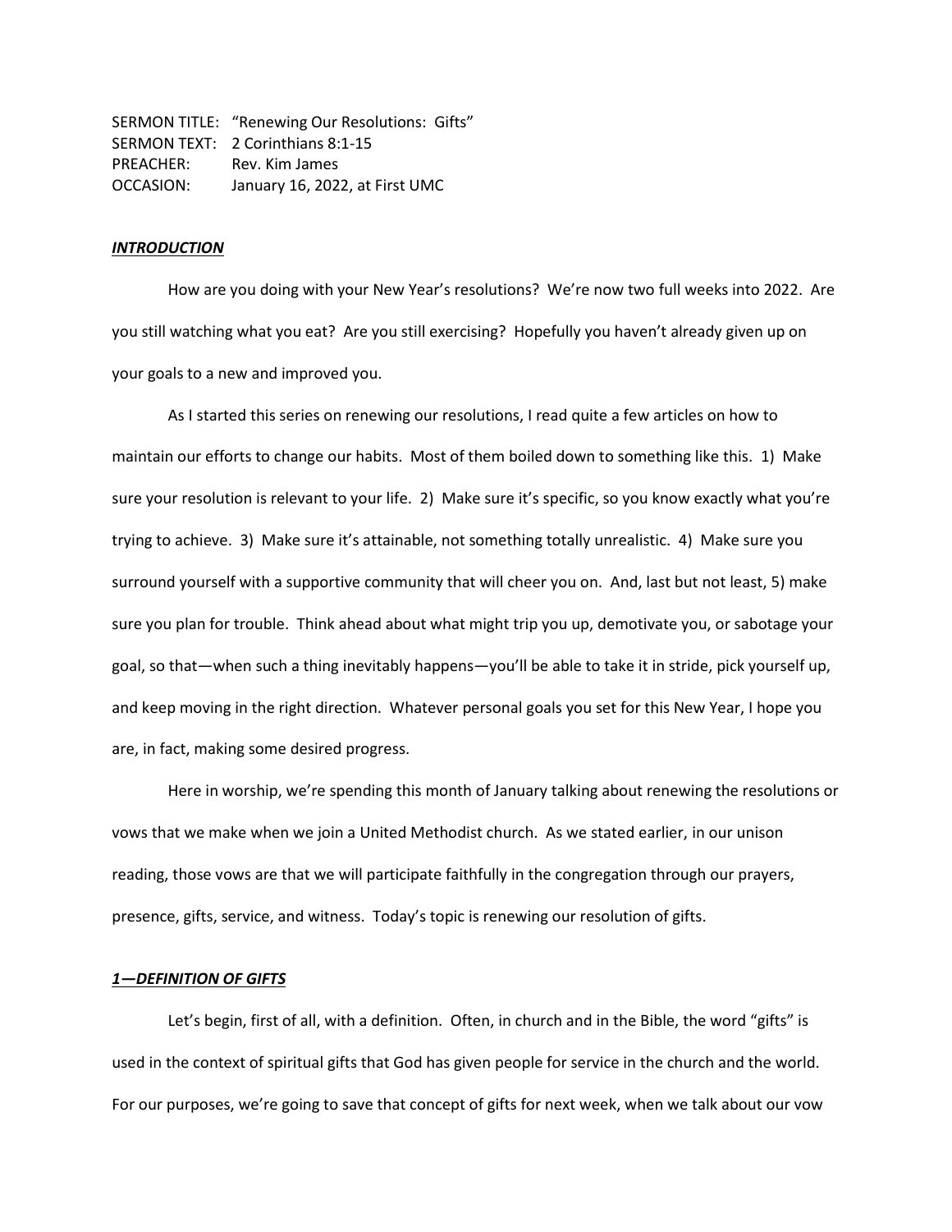SERMON TITLE: "Renewing Our Resolutions: Gifts"
SERMON TEXT: 2 Corinthians 8:1-15
PREACHER: Rev. Kim James
OCCASION: January 16, 2022, at First UMC

***INTRODUCTION***

How are you doing with your New Year's resolutions? We're now two full weeks into 2022. Are you still watching what you eat? Are you still exercising? Hopefully you haven't already given up on your goals to a new and improved you.

As I started this series on renewing our resolutions, I read quite a few articles on how to maintain our efforts to change our habits. Most of them boiled down to something like this. 1) Make sure your resolution is relevant to your life. 2) Make sure it's specific, so you know exactly what you're trying to achieve. 3) Make sure it's attainable, not something totally unrealistic. 4) Make sure you surround yourself with a supportive community that will cheer you on. And, last but not least, 5) make sure you plan for trouble. Think ahead about what might trip you up, demotivate you, or sabotage your goal, so that—when such a thing inevitably happens—you'll be able to take it in stride, pick yourself up, and keep moving in the right direction. Whatever personal goals you set for this New Year, I hope you are, in fact, making some desired progress.

Here in worship, we're spending this month of January talking about renewing the resolutions or vows that we make when we join a United Methodist church. As we stated earlier, in our unison reading, those vows are that we will participate faithfully in the congregation through our prayers, presence, gifts, service, and witness. Today's topic is renewing our resolution of gifts.

***1—DEFINITION OF GIFTS***

Let's begin, first of all, with a definition. Often, in church and in the Bible, the word "gifts" is used in the context of spiritual gifts that God has given people for service in the church and the world. For our purposes, we're going to save that concept of gifts for next week, when we talk about our vow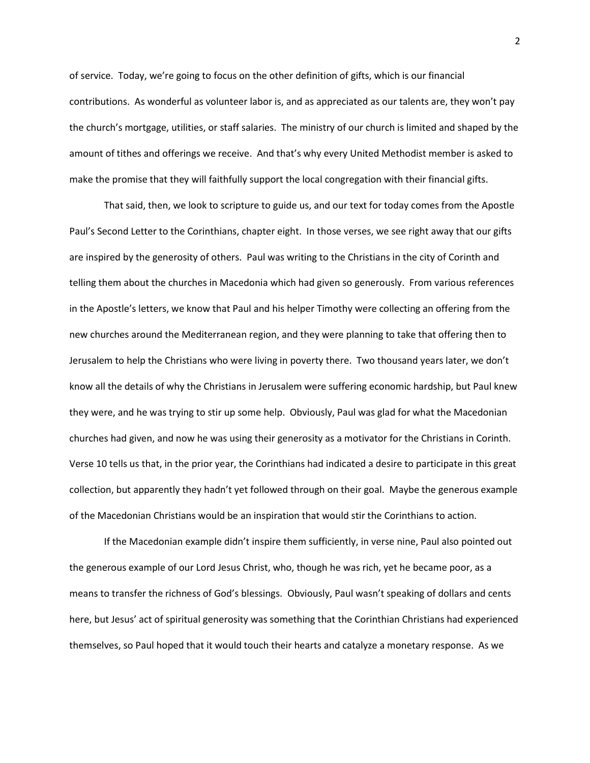of service. Today, we're going to focus on the other definition of gifts, which is our financial contributions. As wonderful as volunteer labor is, and as appreciated as our talents are, they won't pay the church's mortgage, utilities, or staff salaries. The ministry of our church is limited and shaped by the amount of tithes and offerings we receive. And that's why every United Methodist member is asked to make the promise that they will faithfully support the local congregation with their financial gifts.

That said, then, we look to scripture to guide us, and our text for today comes from the Apostle Paul's Second Letter to the Corinthians, chapter eight. In those verses, we see right away that our gifts are inspired by the generosity of others. Paul was writing to the Christians in the city of Corinth and telling them about the churches in Macedonia which had given so generously. From various references in the Apostle's letters, we know that Paul and his helper Timothy were collecting an offering from the new churches around the Mediterranean region, and they were planning to take that offering then to Jerusalem to help the Christians who were living in poverty there. Two thousand years later, we don't know all the details of why the Christians in Jerusalem were suffering economic hardship, but Paul knew they were, and he was trying to stir up some help. Obviously, Paul was glad for what the Macedonian churches had given, and now he was using their generosity as a motivator for the Christians in Corinth. Verse 10 tells us that, in the prior year, the Corinthians had indicated a desire to participate in this great collection, but apparently they hadn't yet followed through on their goal. Maybe the generous example of the Macedonian Christians would be an inspiration that would stir the Corinthians to action.

If the Macedonian example didn't inspire them sufficiently, in verse nine, Paul also pointed out the generous example of our Lord Jesus Christ, who, though he was rich, yet he became poor, as a means to transfer the richness of God's blessings. Obviously, Paul wasn't speaking of dollars and cents here, but Jesus' act of spiritual generosity was something that the Corinthian Christians had experienced themselves, so Paul hoped that it would touch their hearts and catalyze a monetary response. As we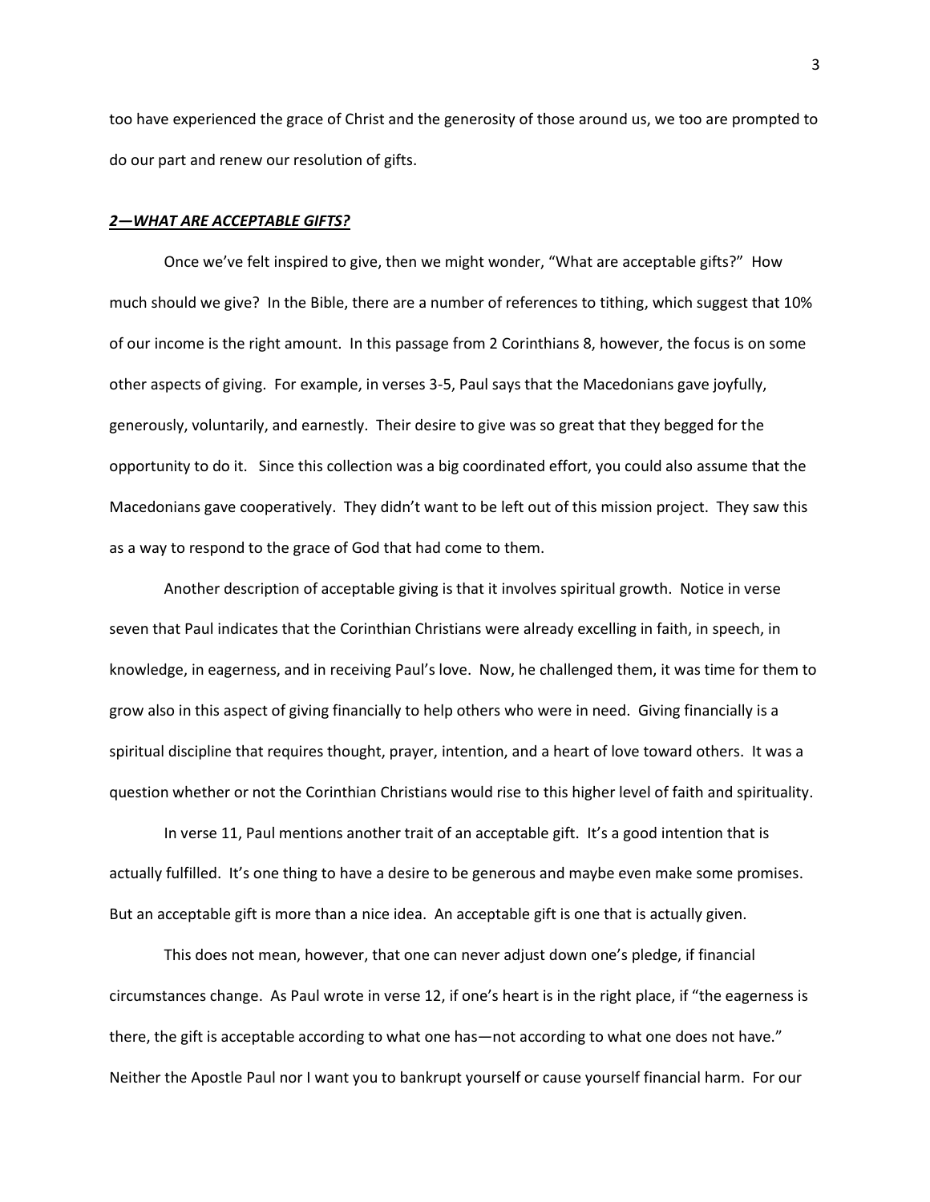too have experienced the grace of Christ and the generosity of those around us, we too are prompted to do our part and renew our resolution of gifts.

### ***2—WHAT ARE ACCEPTABLE GIFTS?***

Once we've felt inspired to give, then we might wonder, "What are acceptable gifts?" How much should we give? In the Bible, there are a number of references to tithing, which suggest that 10% of our income is the right amount. In this passage from 2 Corinthians 8, however, the focus is on some other aspects of giving. For example, in verses 3-5, Paul says that the Macedonians gave joyfully, generously, voluntarily, and earnestly. Their desire to give was so great that they begged for the opportunity to do it. Since this collection was a big coordinated effort, you could also assume that the Macedonians gave cooperatively. They didn't want to be left out of this mission project. They saw this as a way to respond to the grace of God that had come to them.

Another description of acceptable giving is that it involves spiritual growth. Notice in verse seven that Paul indicates that the Corinthian Christians were already excelling in faith, in speech, in knowledge, in eagerness, and in receiving Paul's love. Now, he challenged them, it was time for them to grow also in this aspect of giving financially to help others who were in need. Giving financially is a spiritual discipline that requires thought, prayer, intention, and a heart of love toward others. It was a question whether or not the Corinthian Christians would rise to this higher level of faith and spirituality.

In verse 11, Paul mentions another trait of an acceptable gift. It's a good intention that is actually fulfilled. It's one thing to have a desire to be generous and maybe even make some promises. But an acceptable gift is more than a nice idea. An acceptable gift is one that is actually given.

This does not mean, however, that one can never adjust down one's pledge, if financial circumstances change. As Paul wrote in verse 12, if one's heart is in the right place, if "the eagerness is there, the gift is acceptable according to what one has—not according to what one does not have." Neither the Apostle Paul nor I want you to bankrupt yourself or cause yourself financial harm. For our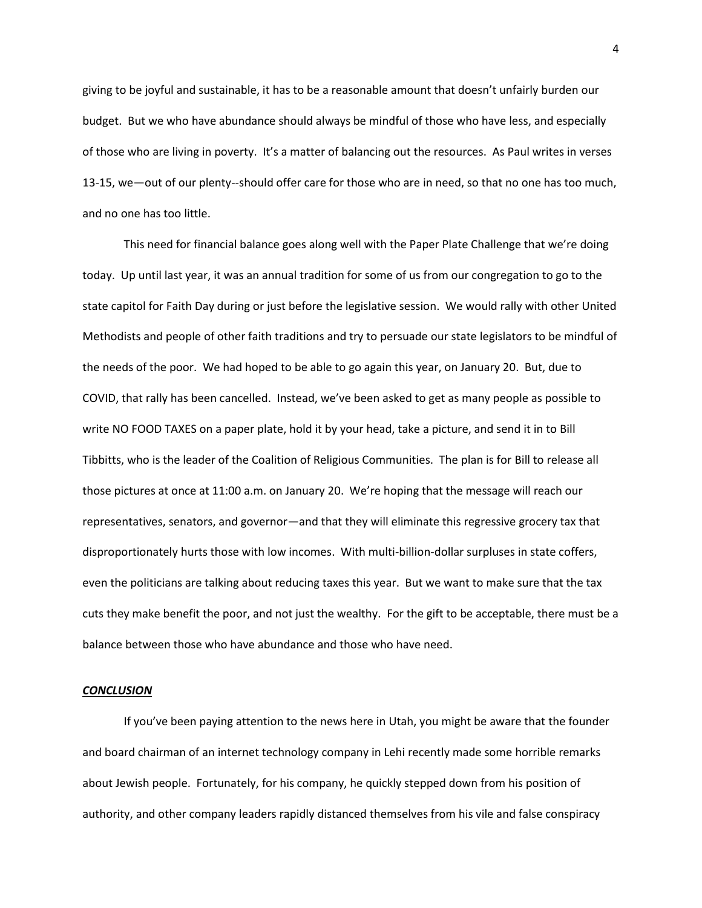giving to be joyful and sustainable, it has to be a reasonable amount that doesn't unfairly burden our budget. But we who have abundance should always be mindful of those who have less, and especially of those who are living in poverty. It's a matter of balancing out the resources. As Paul writes in verses 13-15, we—out of our plenty--should offer care for those who are in need, so that no one has too much, and no one has too little.

This need for financial balance goes along well with the Paper Plate Challenge that we're doing today. Up until last year, it was an annual tradition for some of us from our congregation to go to the state capitol for Faith Day during or just before the legislative session. We would rally with other United Methodists and people of other faith traditions and try to persuade our state legislators to be mindful of the needs of the poor. We had hoped to be able to go again this year, on January 20. But, due to COVID, that rally has been cancelled. Instead, we've been asked to get as many people as possible to write NO FOOD TAXES on a paper plate, hold it by your head, take a picture, and send it in to Bill Tibbitts, who is the leader of the Coalition of Religious Communities. The plan is for Bill to release all those pictures at once at 11:00 a.m. on January 20. We're hoping that the message will reach our representatives, senators, and governor—and that they will eliminate this regressive grocery tax that disproportionately hurts those with low incomes. With multi-billion-dollar surpluses in state coffers, even the politicians are talking about reducing taxes this year. But we want to make sure that the tax cuts they make benefit the poor, and not just the wealthy. For the gift to be acceptable, there must be a balance between those who have abundance and those who have need.

***CONCLUSION***

If you've been paying attention to the news here in Utah, you might be aware that the founder and board chairman of an internet technology company in Lehi recently made some horrible remarks about Jewish people. Fortunately, for his company, he quickly stepped down from his position of authority, and other company leaders rapidly distanced themselves from his vile and false conspiracy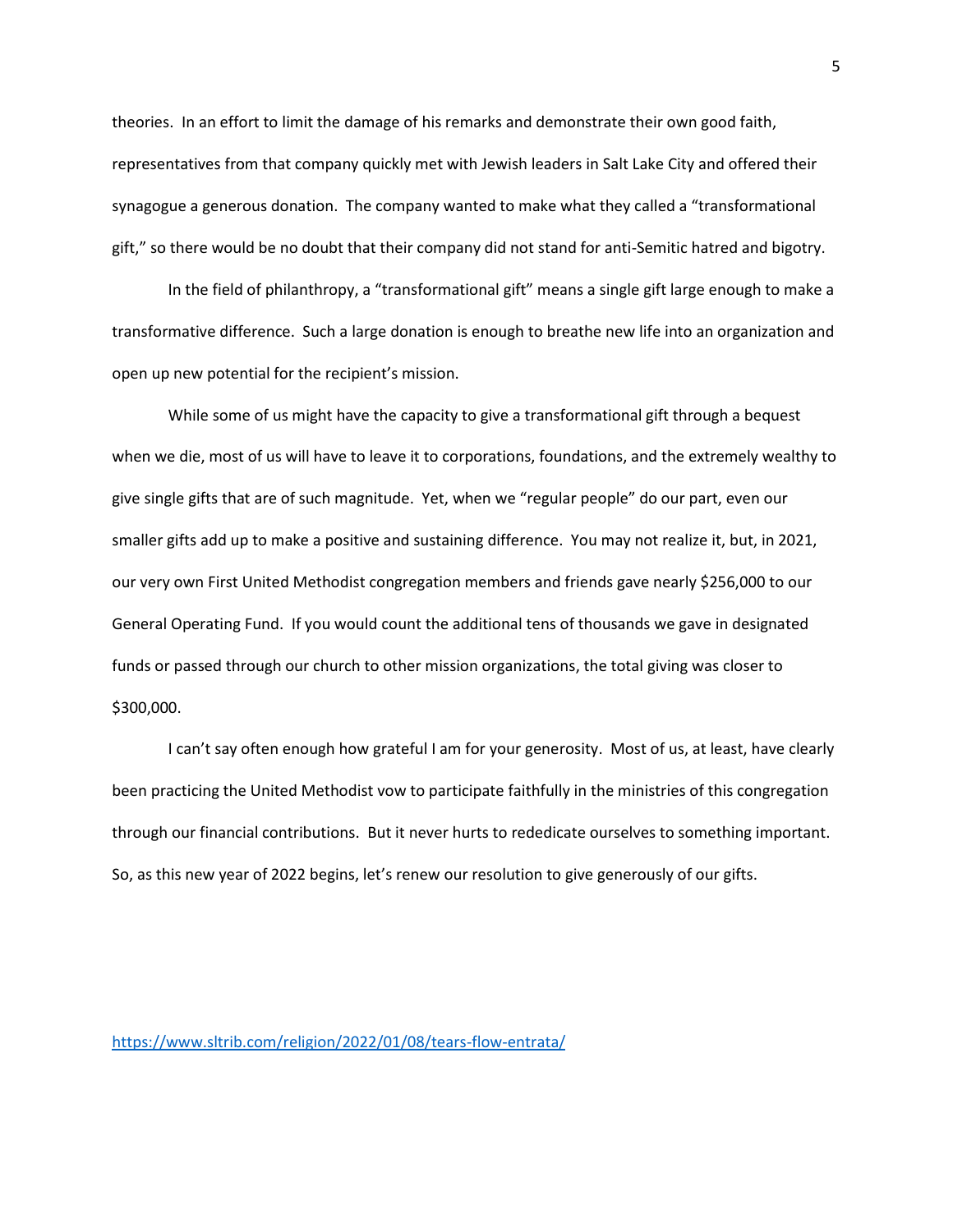theories. In an effort to limit the damage of his remarks and demonstrate their own good faith, representatives from that company quickly met with Jewish leaders in Salt Lake City and offered their synagogue a generous donation. The company wanted to make what they called a "transformational gift," so there would be no doubt that their company did not stand for anti-Semitic hatred and bigotry.

In the field of philanthropy, a "transformational gift" means a single gift large enough to make a transformative difference. Such a large donation is enough to breathe new life into an organization and open up new potential for the recipient's mission.

While some of us might have the capacity to give a transformational gift through a bequest when we die, most of us will have to leave it to corporations, foundations, and the extremely wealthy to give single gifts that are of such magnitude. Yet, when we "regular people" do our part, even our smaller gifts add up to make a positive and sustaining difference. You may not realize it, but, in 2021, our very own First United Methodist congregation members and friends gave nearly $256,000 to our General Operating Fund. If you would count the additional tens of thousands we gave in designated funds or passed through our church to other mission organizations, the total giving was closer to $300,000.

I can't say often enough how grateful I am for your generosity. Most of us, at least, have clearly been practicing the United Methodist vow to participate faithfully in the ministries of this congregation through our financial contributions. But it never hurts to rededicate ourselves to something important. So, as this new year of 2022 begins, let's renew our resolution to give generously of our gifts.

https://www.sltrib.com/religion/2022/01/08/tears-flow-entrata/